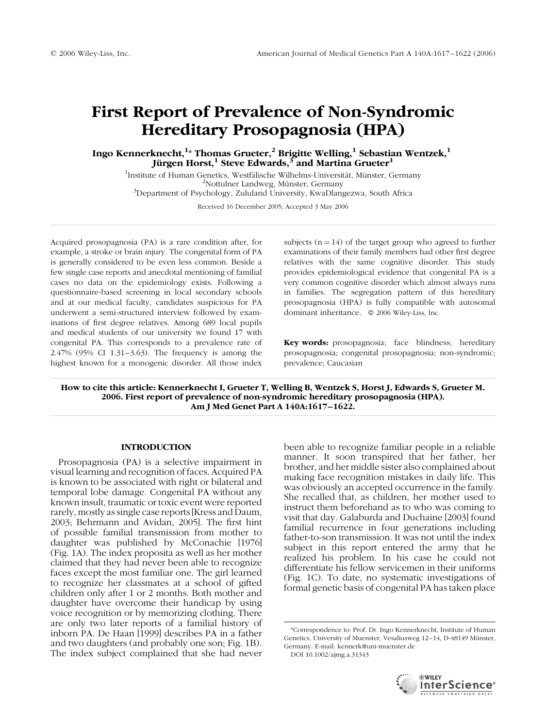# First Report of Prevalence of Non-Syndromic Hereditary Prosopagnosia (HPA)

**Ingo Kennerknecht,[1]* Thomas Grueter,[2] Brigitte Welling,[1] Sebastian Wentzek,[1] Jürgen Horst,[1] Steve Edwards,[3] and Martina Grueter[1]**

[1]Institute of Human Genetics, Westfälische Wilhelms-Universität, Münster, Germany
[2]Nottulner Landweg, Münster, Germany
[3]Department of Psychology, Zululand University, KwaDlangezwa, South Africa

Received 16 December 2005; Accepted 3 May 2006

Acquired prosopagnosia (PA) is a rare condition after, for example, a stroke or brain injury. The congenital form of PA is generally considered to be even less common. Beside a few single case reports and anecdotal mentioning of familial cases no data on the epidemiology exists. Following a questionnaire-based screening in local secondary schools and at our medical faculty, candidates suspicious for PA underwent a semi-structured interview followed by examinations of first degree relatives. Among 689 local pupils and medical students of our university we found 17 with congenital PA. This corresponds to a prevalence rate of 2.47% (95% CI 1.31–3.63). The frequency is among the highest known for a monogenic disorder. All those index subjects (n = 14) of the target group who agreed to further examinations of their family members had other first degree relatives with the same cognitive disorder. This study provides epidemiological evidence that congenital PA is a very common cognitive disorder which almost always runs in families. The segregation pattern of this hereditary prosopagnosia (HPA) is fully compatible with autosomal dominant inheritance. © 2006 Wiley-Liss, Inc.

**Key words:** prosopagnosia; face blindness; hereditary prosopagnosia; congenital prosopagnosia; non-syndromic; prevalence; Caucasian

**How to cite this article: Kennerknecht I, Grueter T, Welling B, Wentzek S, Horst J, Edwards S, Grueter M. 2006. First report of prevalence of non-syndromic hereditary prosopagnosia (HPA). Am J Med Genet Part A 140A:1617–1622.**

## INTRODUCTION

Prosopagnosia (PA) is a selective impairment in visual learning and recognition of faces. Acquired PA is known to be associated with right or bilateral and temporal lobe damage. Congenital PA without any known insult, traumatic or toxic event were reported rarely, mostly as single case reports [Kress and Daum, 2003; Behrmann and Avidan, 2005]. The first hint of possible familial transmission from mother to daughter was published by McConachie [1976] (Fig. 1A). The index proposita as well as her mother claimed that they had never been able to recognize faces except the most familiar one. The girl learned to recognize her classmates at a school of gifted children only after 1 or 2 months. Both mother and daughter have overcome their handicap by using voice recognition or by memorizing clothing. There are only two later reports of a familial history of inborn PA. De Haan [1999] describes PA in a father and two daughters (and probably one son; Fig. 1B). The index subject complained that she had never been able to recognize familiar people in a reliable manner. It soon transpired that her father, her brother, and her middle sister also complained about making face recognition mistakes in daily life. This was obviously an accepted occurrence in the family. She recalled that, as children, her mother used to instruct them beforehand as to who was coming to visit that day. Galaburda and Duchaine [2003] found familial recurrence in four generations including father-to-son transmission. It was not until the index subject in this report entered the army that he realized his problem. In his case he could not differentiate his fellow servicemen in their uniforms (Fig. 1C). To date, no systematic investigations of formal genetic basis of congenital PA has taken place

*Correspondence to: Prof. Dr. Ingo Kennerknecht, Institute of Human Genetics, University of Muenster, Vesaliusweg 12–14, D-48149 Münster, Germany. E-mail: kennerk@uni-muenster.de

DOI 10.1002/ajmg.a.31343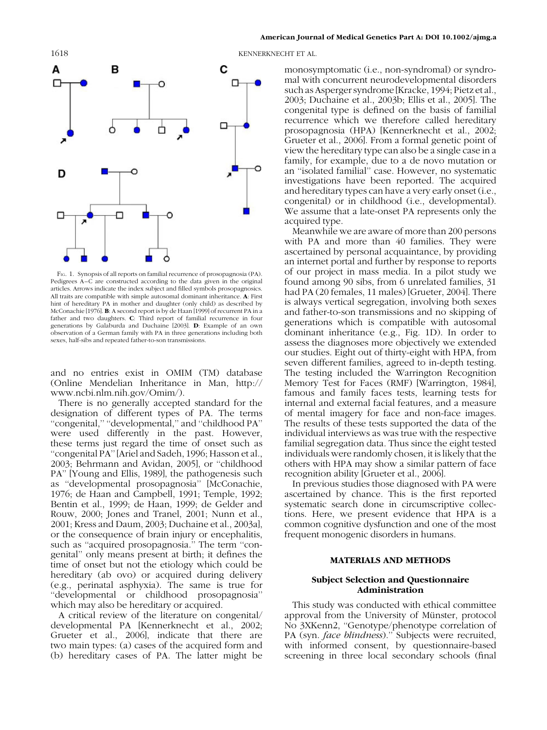FIG. 1. Synopsis of all reports on familial recurrence of prosopagnosia (PA). Pedigrees A–C are constructed according to the data given in the original articles. Arrows indicate the index subject and filled symbols prosopagnosics. All traits are compatible with simple autosomal dominant inheritance. **A**: First hint of hereditary PA in mother and daughter (only child) as described by McConachie [1976]. **B**: A second report is by de Haan [1999] of recurrent PA in a father and two daughters. **C**: Third report of familial recurrence in four generations by Galaburda and Duchaine [2003]. **D**: Example of an own observation of a German family with PA in three generations including both sexes, half-sibs and repeated father-to-son transmissions.

and no entries exist in OMIM (TM) database (Online Mendelian Inheritance in Man, http://www.ncbi.nlm.nih.gov/Omim/).

There is no generally accepted standard for the designation of different types of PA. The terms "congenital," "developmental," and "childhood PA" were used differently in the past. However, these terms just regard the time of onset such as "congenital PA" [Ariel and Sadeh, 1996; Hasson et al., 2003; Behrmann and Avidan, 2005], or "childhood PA" [Young and Ellis, 1989], the pathogenesis such as "developmental prosopagnosia" [McConachie, 1976; de Haan and Campbell, 1991; Temple, 1992; Bentin et al., 1999; de Haan, 1999; de Gelder and Rouw, 2000; Jones and Tranel, 2001; Nunn et al., 2001; Kress and Daum, 2003; Duchaine et al., 2003a], or the consequence of brain injury or encephalitis, such as "acquired prosopagnosia." The term "congenital" only means present at birth; it defines the time of onset but not the etiology which could be hereditary (ab ovo) or acquired during delivery (e.g., perinatal asphyxia). The same is true for "developmental or childhood prosopagnosia" which may also be hereditary or acquired.

A critical review of the literature on congenital/developmental PA [Kennerknecht et al., 2002; Grueter et al., 2006], indicate that there are two main types: (a) cases of the acquired form and (b) hereditary cases of PA. The latter might be monosymptomatic (i.e., non-syndromal) or syndromal with concurrent neurodevelopmental disorders such as Asperger syndrome [Kracke, 1994; Pietz et al., 2003; Duchaine et al., 2003b; Ellis et al., 2005]. The congenital type is defined on the basis of familial recurrence which we therefore called hereditary prosopagnosia (HPA) [Kennerknecht et al., 2002; Grueter et al., 2006]. From a formal genetic point of view the hereditary type can also be a single case in a family, for example, due to a de novo mutation or an "isolated familial" case. However, no systematic investigations have been reported. The acquired and hereditary types can have a very early onset (i.e., congenital) or in childhood (i.e., developmental). We assume that a late-onset PA represents only the acquired type.

Meanwhile we are aware of more than 200 persons with PA and more than 40 families. They were ascertained by personal acquaintance, by providing an internet portal and further by response to reports of our project in mass media. In a pilot study we found among 90 sibs, from 6 unrelated families, 31 had PA (20 females, 11 males) [Grueter, 2004]. There is always vertical segregation, involving both sexes and father-to-son transmissions and no skipping of generations which is compatible with autosomal dominant inheritance (e.g., Fig. 1D). In order to assess the diagnoses more objectively we extended our studies. Eight out of thirty-eight with HPA, from seven different families, agreed to in-depth testing. The testing included the Warrington Recognition Memory Test for Faces (RMF) [Warrington, 1984], famous and family faces tests, learning tests for internal and external facial features, and a measure of mental imagery for face and non-face images. The results of these tests supported the data of the individual interviews as was true with the respective familial segregation data. Thus since the eight tested individuals were randomly chosen, it is likely that the others with HPA may show a similar pattern of face recognition ability [Grueter et al., 2006].

In previous studies those diagnosed with PA were ascertained by chance. This is the first reported systematic search done in circumscriptive collections. Here, we present evidence that HPA is a common cognitive dysfunction and one of the most frequent monogenic disorders in humans.

## MATERIALS AND METHODS

### Subject Selection and Questionnaire Administration

This study was conducted with ethical committee approval from the University of Münster, protocol No 3XKenn2, "Genotype/phenotype correlation of PA (syn. *face blindness*)." Subjects were recruited, with informed consent, by questionnaire-based screening in three local secondary schools (final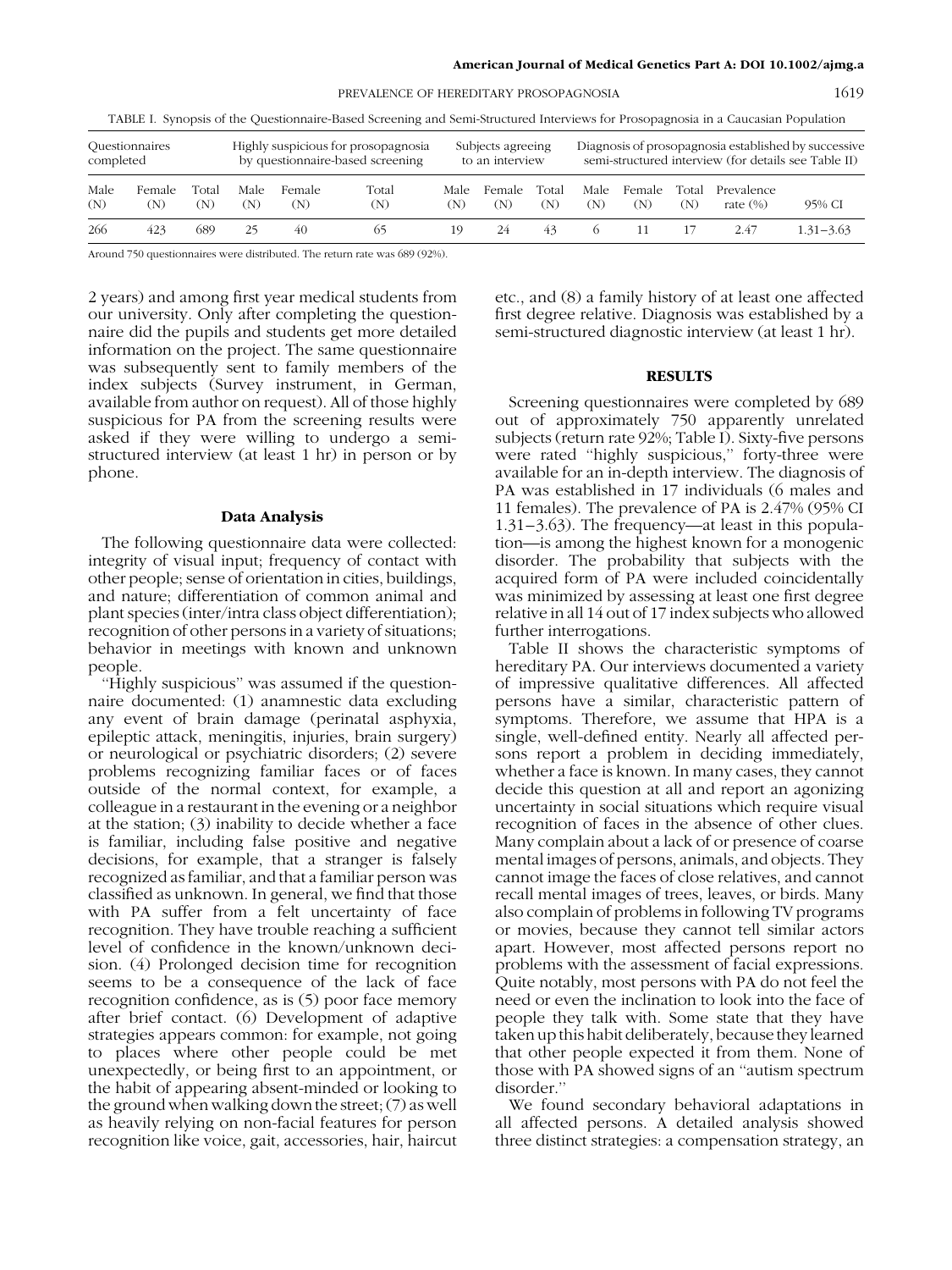TABLE I. Synopsis of the Questionnaire-Based Screening and Semi-Structured Interviews for Prosopagnosia in a Caucasian Population

| Questionnaires completed | | | Highly suspicious for prosopagnosia by questionnaire-based screening | | | Subjects agreeing to an interview | | | Diagnosis of prosopagnosia established by successive semi-structured interview (for details see Table II) | | | | |
|---|---|---|---|---|---|---|---|---|---|---|---|---|---|
| Male (N) | Female (N) | Total (N) | Male (N) | Female (N) | Total (N) | Male (N) | Female (N) | Total (N) | Male (N) | Female (N) | Total (N) | Prevalence rate (%) | 95% CI |
| 266 | 423 | 689 | 25 | 40 | 65 | 19 | 24 | 43 | 6 | 11 | 17 | 2.47 | 1.31–3.63 |

Around 750 questionnaires were distributed. The return rate was 689 (92%).

2 years) and among first year medical students from our university. Only after completing the questionnaire did the pupils and students get more detailed information on the project. The same questionnaire was subsequently sent to family members of the index subjects (Survey instrument, in German, available from author on request). All of those highly suspicious for PA from the screening results were asked if they were willing to undergo a semi-structured interview (at least 1 hr) in person or by phone.

### Data Analysis

The following questionnaire data were collected: integrity of visual input; frequency of contact with other people; sense of orientation in cities, buildings, and nature; differentiation of common animal and plant species (inter/intra class object differentiation); recognition of other persons in a variety of situations; behavior in meetings with known and unknown people.

"Highly suspicious" was assumed if the questionnaire documented: (1) anamnestic data excluding any event of brain damage (perinatal asphyxia, epileptic attack, meningitis, injuries, brain surgery) or neurological or psychiatric disorders; (2) severe problems recognizing familiar faces or of faces outside of the normal context, for example, a colleague in a restaurant in the evening or a neighbor at the station; (3) inability to decide whether a face is familiar, including false positive and negative decisions, for example, that a stranger is falsely recognized as familiar, and that a familiar person was classified as unknown. In general, we find that those with PA suffer from a felt uncertainty of face recognition. They have trouble reaching a sufficient level of confidence in the known/unknown decision. (4) Prolonged decision time for recognition seems to be a consequence of the lack of face recognition confidence, as is (5) poor face memory after brief contact. (6) Development of adaptive strategies appears common: for example, not going to places where other people could be met unexpectedly, or being first to an appointment, or the habit of appearing absent-minded or looking to the ground when walking down the street; (7) as well as heavily relying on non-facial features for person recognition like voice, gait, accessories, hair, haircut etc., and (8) a family history of at least one affected first degree relative. Diagnosis was established by a semi-structured diagnostic interview (at least 1 hr).

## RESULTS

Screening questionnaires were completed by 689 out of approximately 750 apparently unrelated subjects (return rate 92%; Table I). Sixty-five persons were rated "highly suspicious," forty-three were available for an in-depth interview. The diagnosis of PA was established in 17 individuals (6 males and 11 females). The prevalence of PA is 2.47% (95% CI 1.31–3.63). The frequency—at least in this population—is among the highest known for a monogenic disorder. The probability that subjects with the acquired form of PA were included coincidentally was minimized by assessing at least one first degree relative in all 14 out of 17 index subjects who allowed further interrogations.

Table II shows the characteristic symptoms of hereditary PA. Our interviews documented a variety of impressive qualitative differences. All affected persons have a similar, characteristic pattern of symptoms. Therefore, we assume that HPA is a single, well-defined entity. Nearly all affected persons report a problem in deciding immediately, whether a face is known. In many cases, they cannot decide this question at all and report an agonizing uncertainty in social situations which require visual recognition of faces in the absence of other clues. Many complain about a lack of or presence of coarse mental images of persons, animals, and objects. They cannot image the faces of close relatives, and cannot recall mental images of trees, leaves, or birds. Many also complain of problems in following TV programs or movies, because they cannot tell similar actors apart. However, most affected persons report no problems with the assessment of facial expressions. Quite notably, most persons with PA do not feel the need or even the inclination to look into the face of people they talk with. Some state that they have taken up this habit deliberately, because they learned that other people expected it from them. None of those with PA showed signs of an "autism spectrum disorder."

We found secondary behavioral adaptations in all affected persons. A detailed analysis showed three distinct strategies: a compensation strategy, an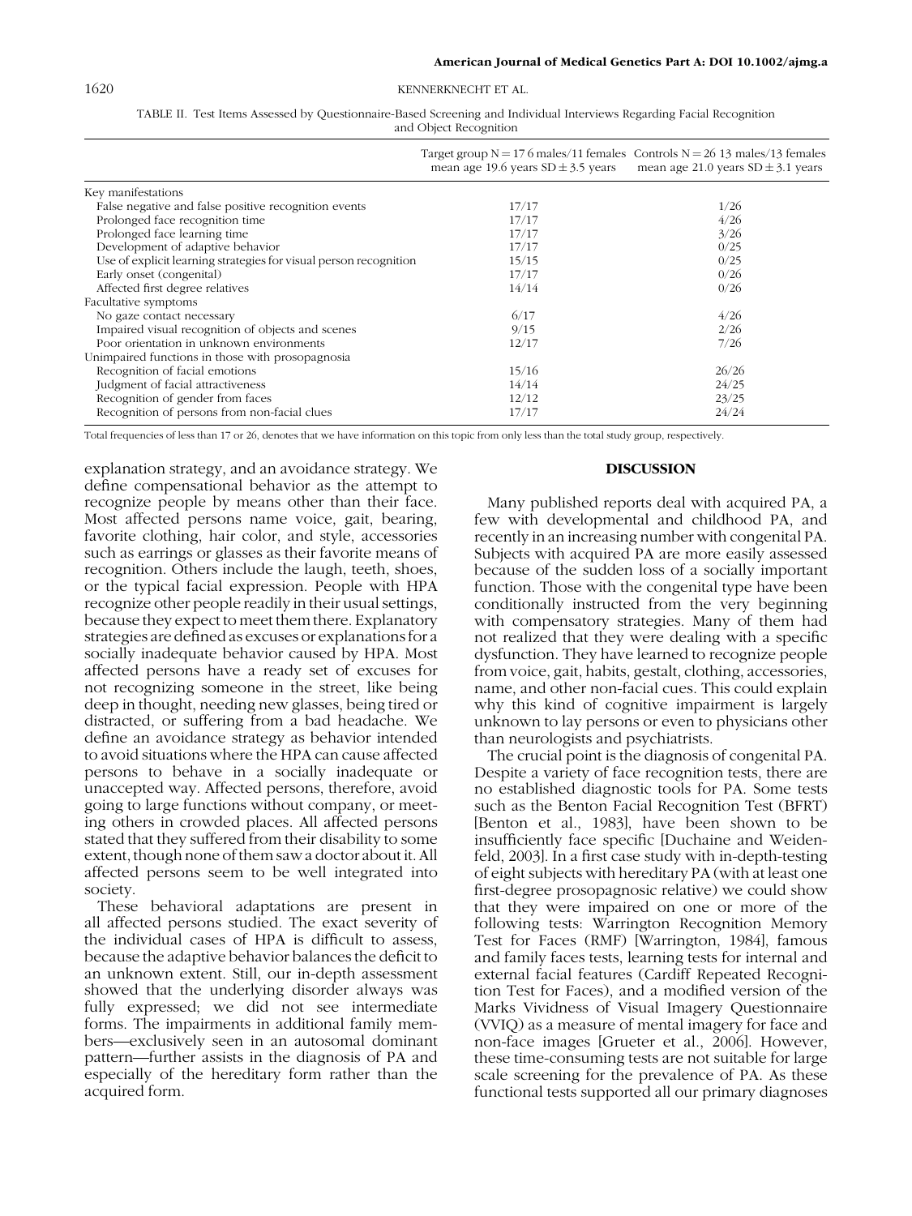TABLE II. Test Items Assessed by Questionnaire-Based Screening and Individual Interviews Regarding Facial Recognition and Object Recognition

| | Target group N = 17 6 males/11 females mean age 19.6 years SD ± 3.5 years | Controls N = 26 13 males/13 females mean age 21.0 years SD ± 3.1 years |
|---|---|---|
| Key manifestations | | |
| False negative and false positive recognition events | 17/17 | 1/26 |
| Prolonged face recognition time | 17/17 | 4/26 |
| Prolonged face learning time | 17/17 | 3/26 |
| Development of adaptive behavior | 17/17 | 0/25 |
| Use of explicit learning strategies for visual person recognition | 15/15 | 0/25 |
| Early onset (congenital) | 17/17 | 0/26 |
| Affected first degree relatives | 14/14 | 0/26 |
| Facultative symptoms | | |
| No gaze contact necessary | 6/17 | 4/26 |
| Impaired visual recognition of objects and scenes | 9/15 | 2/26 |
| Poor orientation in unknown environments | 12/17 | 7/26 |
| Unimpaired functions in those with prosopagnosia | | |
| Recognition of facial emotions | 15/16 | 26/26 |
| Judgment of facial attractiveness | 14/14 | 24/25 |
| Recognition of gender from faces | 12/12 | 23/25 |
| Recognition of persons from non-facial clues | 17/17 | 24/24 |

Total frequencies of less than 17 or 26, denotes that we have information on this topic from only less than the total study group, respectively.

explanation strategy, and an avoidance strategy. We define compensational behavior as the attempt to recognize people by means other than their face. Most affected persons name voice, gait, bearing, favorite clothing, hair color, and style, accessories such as earrings or glasses as their favorite means of recognition. Others include the laugh, teeth, shoes, or the typical facial expression. People with HPA recognize other people readily in their usual settings, because they expect to meet them there. Explanatory strategies are defined as excuses or explanations for a socially inadequate behavior caused by HPA. Most affected persons have a ready set of excuses for not recognizing someone in the street, like being deep in thought, needing new glasses, being tired or distracted, or suffering from a bad headache. We define an avoidance strategy as behavior intended to avoid situations where the HPA can cause affected persons to behave in a socially inadequate or unaccepted way. Affected persons, therefore, avoid going to large functions without company, or meeting others in crowded places. All affected persons stated that they suffered from their disability to some extent, though none of them saw a doctor about it. All affected persons seem to be well integrated into society.

These behavioral adaptations are present in all affected persons studied. The exact severity of the individual cases of HPA is difficult to assess, because the adaptive behavior balances the deficit to an unknown extent. Still, our in-depth assessment showed that the underlying disorder always was fully expressed; we did not see intermediate forms. The impairments in additional family members—exclusively seen in an autosomal dominant pattern—further assists in the diagnosis of PA and especially of the hereditary form rather than the acquired form.

## DISCUSSION

Many published reports deal with acquired PA, a few with developmental and childhood PA, and recently in an increasing number with congenital PA. Subjects with acquired PA are more easily assessed because of the sudden loss of a socially important function. Those with the congenital type have been conditionally instructed from the very beginning with compensatory strategies. Many of them had not realized that they were dealing with a specific dysfunction. They have learned to recognize people from voice, gait, habits, gestalt, clothing, accessories, name, and other non-facial cues. This could explain why this kind of cognitive impairment is largely unknown to lay persons or even to physicians other than neurologists and psychiatrists.

The crucial point is the diagnosis of congenital PA. Despite a variety of face recognition tests, there are no established diagnostic tools for PA. Some tests such as the Benton Facial Recognition Test (BFRT) [Benton et al., 1983], have been shown to be insufficiently face specific [Duchaine and Weidenfeld, 2003]. In a first case study with in-depth-testing of eight subjects with hereditary PA (with at least one first-degree prosopagnosic relative) we could show that they were impaired on one or more of the following tests: Warrington Recognition Memory Test for Faces (RMF) [Warrington, 1984], famous and family faces tests, learning tests for internal and external facial features (Cardiff Repeated Recognition Test for Faces), and a modified version of the Marks Vividness of Visual Imagery Questionnaire (VVIQ) as a measure of mental imagery for face and non-face images [Grueter et al., 2006]. However, these time-consuming tests are not suitable for large scale screening for the prevalence of PA. As these functional tests supported all our primary diagnoses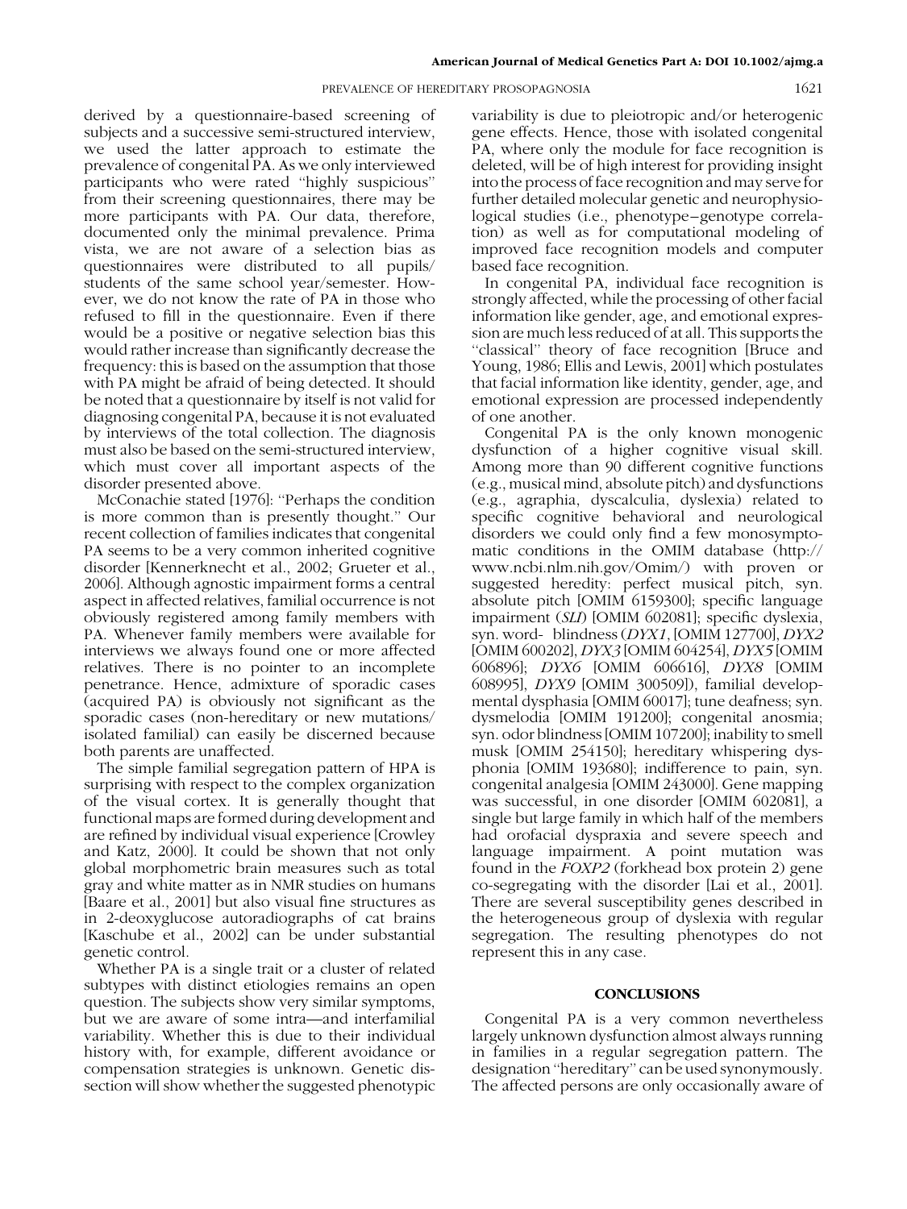derived by a questionnaire-based screening of subjects and a successive semi-structured interview, we used the latter approach to estimate the prevalence of congenital PA. As we only interviewed participants who were rated "highly suspicious" from their screening questionnaires, there may be more participants with PA. Our data, therefore, documented only the minimal prevalence. Prima vista, we are not aware of a selection bias as questionnaires were distributed to all pupils/ students of the same school year/semester. However, we do not know the rate of PA in those who refused to fill in the questionnaire. Even if there would be a positive or negative selection bias this would rather increase than significantly decrease the frequency: this is based on the assumption that those with PA might be afraid of being detected. It should be noted that a questionnaire by itself is not valid for diagnosing congenital PA, because it is not evaluated by interviews of the total collection. The diagnosis must also be based on the semi-structured interview, which must cover all important aspects of the disorder presented above.

McConachie stated [1976]: "Perhaps the condition is more common than is presently thought." Our recent collection of families indicates that congenital PA seems to be a very common inherited cognitive disorder [Kennerknecht et al., 2002; Grueter et al., 2006]. Although agnostic impairment forms a central aspect in affected relatives, familial occurrence is not obviously registered among family members with PA. Whenever family members were available for interviews we always found one or more affected relatives. There is no pointer to an incomplete penetrance. Hence, admixture of sporadic cases (acquired PA) is obviously not significant as the sporadic cases (non-hereditary or new mutations/ isolated familial) can easily be discerned because both parents are unaffected.

The simple familial segregation pattern of HPA is surprising with respect to the complex organization of the visual cortex. It is generally thought that functional maps are formed during development and are refined by individual visual experience [Crowley and Katz, 2000]. It could be shown that not only global morphometric brain measures such as total gray and white matter as in NMR studies on humans [Baare et al., 2001] but also visual fine structures as in 2-deoxyglucose autoradiographs of cat brains [Kaschube et al., 2002] can be under substantial genetic control.

Whether PA is a single trait or a cluster of related subtypes with distinct etiologies remains an open question. The subjects show very similar symptoms, but we are aware of some intra—and interfamilial variability. Whether this is due to their individual history with, for example, different avoidance or compensation strategies is unknown. Genetic dissection will show whether the suggested phenotypic variability is due to pleiotropic and/or heterogenic gene effects. Hence, those with isolated congenital PA, where only the module for face recognition is deleted, will be of high interest for providing insight into the process of face recognition and may serve for further detailed molecular genetic and neurophysiological studies (i.e., phenotype–genotype correlation) as well as for computational modeling of improved face recognition models and computer based face recognition.

In congenital PA, individual face recognition is strongly affected, while the processing of other facial information like gender, age, and emotional expression are much less reduced of at all. This supports the "classical" theory of face recognition [Bruce and Young, 1986; Ellis and Lewis, 2001] which postulates that facial information like identity, gender, age, and emotional expression are processed independently of one another.

Congenital PA is the only known monogenic dysfunction of a higher cognitive visual skill. Among more than 90 different cognitive functions (e.g., musical mind, absolute pitch) and dysfunctions (e.g., agraphia, dyscalculia, dyslexia) related to specific cognitive behavioral and neurological disorders we could only find a few monosymptomatic conditions in the OMIM database (http://www.ncbi.nlm.nih.gov/Omim/) with proven or suggested heredity: perfect musical pitch, syn. absolute pitch [OMIM 6159300]; specific language impairment (*SLI*) [OMIM 602081]; specific dyslexia, syn. word- blindness (*DYX1*, [OMIM 127700], *DYX2* [OMIM 600202], *DYX3* [OMIM 604254], *DYX5* [OMIM 606896]; *DYX6* [OMIM 606616], *DYX8* [OMIM 608995], *DYX9* [OMIM 300509]), familial developmental dysphasia [OMIM 60017]; tune deafness; syn. dysmelodia [OMIM 191200]; congenital anosmia; syn. odor blindness [OMIM 107200]; inability to smell musk [OMIM 254150]; hereditary whispering dysphonia [OMIM 193680]; indifference to pain, syn. congenital analgesia [OMIM 243000]. Gene mapping was successful, in one disorder [OMIM 602081], a single but large family in which half of the members had orofacial dyspraxia and severe speech and language impairment. A point mutation was found in the *FOXP2* (forkhead box protein 2) gene co-segregating with the disorder [Lai et al., 2001]. There are several susceptibility genes described in the heterogeneous group of dyslexia with regular segregation. The resulting phenotypes do not represent this in any case.

## CONCLUSIONS

Congenital PA is a very common nevertheless largely unknown dysfunction almost always running in families in a regular segregation pattern. The designation "hereditary" can be used synonymously. The affected persons are only occasionally aware of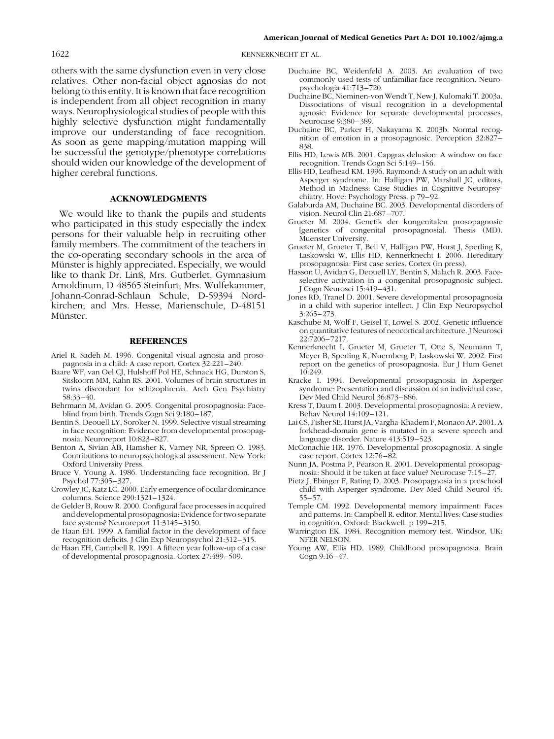others with the same dysfunction even in very close relatives. Other non-facial object agnosias do not belong to this entity. It is known that face recognition is independent from all object recognition in many ways. Neurophysiological studies of people with this highly selective dysfunction might fundamentally improve our understanding of face recognition. As soon as gene mapping/mutation mapping will be successful the genotype/phenotype correlations should widen our knowledge of the development of higher cerebral functions.

## ACKNOWLEDGMENTS

We would like to thank the pupils and students who participated in this study especially the index persons for their valuable help in recruiting other family members. The commitment of the teachers in the co-operating secondary schools in the area of Münster is highly appreciated. Especially, we would like to thank Dr. Linß, Mrs. Gutberlet, Gymnasium Arnoldinum, D-48565 Steinfurt; Mrs. Wulfekammer, Johann-Conrad-Schlaun Schule, D-59394 Nordkirchen; and Mrs. Hesse, Marienschule, D-48151 Münster.

## REFERENCES

Ariel R, Sadeh M. 1996. Congenital visual agnosia and prosopagnosia in a child: A case report. Cortex 32:221–240.

Baare WF, van Oel CJ, Hulshoff Pol HE, Schnack HG, Durston S, Sitskoorn MM, Kahn RS. 2001. Volumes of brain structures in twins discordant for schizophrenia. Arch Gen Psychiatry 58:33–40.

Behrmann M, Avidan G. 2005. Congenital prosopagnosia: Face-blind from birth. Trends Cogn Sci 9:180–187.

Bentin S, Deouell LY, Soroker N. 1999. Selective visual streaming in face recognition: Evidence from developmental prosopagnosia. Neuroreport 10:823–827.

Benton A, Sivian AB, Hamsher K, Varney NR, Spreen O. 1983. Contributions to neuropsychological assessment. New York: Oxford University Press.

Bruce V, Young A. 1986. Understanding face recognition. Br J Psychol 77:305–327.

Crowley JC, Katz LC. 2000. Early emergence of ocular dominance columns. Science 290:1321–1324.

de Gelder B, Rouw R. 2000. Configural face processes in acquired and developmental prosopagnosia: Evidence for two separate face systems? Neuroreport 11:3145–3150.

de Haan EH. 1999. A familial factor in the development of face recognition deficits. J Clin Exp Neuropsychol 21:312–315.

de Haan EH, Campbell R. 1991. A fifteen year follow-up of a case of developmental prosopagnosia. Cortex 27:489–509.

Duchaine BC, Weidenfeld A. 2003. An evaluation of two commonly used tests of unfamiliar face recognition. Neuropsychologia 41:713–720.

Duchaine BC, Nieminen-von Wendt T, New J, Kulomaki T. 2003a. Dissociations of visual recognition in a developmental agnosic: Evidence for separate developmental processes. Neurocase 9:380–389.

Duchaine BC, Parker H, Nakayama K. 2003b. Normal recognition of emotion in a prosopagnosic. Perception 32:827–838.

Ellis HD, Lewis MB. 2001. Capgras delusion: A window on face recognition. Trends Cogn Sci 5:149–156.

Ellis HD, Leafhead KM. 1996. Raymond: A study on an adult with Asperger syndrome. In: Halligan PW, Marshall JC, editors. Method in Madness: Case Studies in Cognitive Neuropsychiatry. Hove: Psychology Press. p 79–92.

Galaburda AM, Duchaine BC. 2003. Developmental disorders of vision. Neurol Clin 21:687–707.

Grueter M. 2004. Genetik der kongenitalen prosopagnosie [genetics of congenital prosopagnosia]. Thesis (MD). Muenster University.

Grueter M, Grueter T, Bell V, Halligan PW, Horst J, Sperling K, Laskowski W, Ellis HD, Kennerknecht I. 2006. Hereditary prosopagnosia: First case series. Cortex (in press).

Hasson U, Avidan G, Deouell LY, Bentin S, Malach R. 2003. Face-selective activation in a congenital prosopagnosic subject. J Cogn Neurosci 15:419–431.

Jones RD, Tranel D. 2001. Severe developmental prosopagnosia in a child with superior intellect. J Clin Exp Neuropsychol 3:265–273.

Kaschube M, Wolf F, Geisel T, Lowel S. 2002. Genetic influence on quantitative features of neocortical architecture. J Neurosci 22:7206–7217.

Kennerknecht I, Grueter M, Grueter T, Otte S, Neumann T, Meyer B, Sperling K, Nuernberg P, Laskowski W. 2002. First report on the genetics of prosopagnosia. Eur J Hum Genet 10:249.

Kracke I. 1994. Developmental prosopagnosia in Asperger syndrome: Presentation and discussion of an individual case. Dev Med Child Neurol 36:873–886.

Kress T, Daum I. 2003. Developmental prosopagnosia: A review. Behav Neurol 14:109–121.

Lai CS, Fisher SE, Hurst JA, Vargha-Khadem F, Monaco AP. 2001. A forkhead-domain gene is mutated in a severe speech and language disorder. Nature 413:519–523.

McConachie HR. 1976. Developmental prosopagnosia. A single case report. Cortex 12:76–82.

Nunn JA, Postma P, Pearson R. 2001. Developmental prosopagnosia: Should it be taken at face value? Neurocase 7:15–27.

Pietz J, Ebinger F, Rating D. 2003. Prosopagnosia in a preschool child with Asperger syndrome. Dev Med Child Neurol 45:55–57.

Temple CM. 1992. Developmental memory impairment: Faces and patterns. In: Campbell R. editor. Mental lives: Case studies in cognition. Oxford: Blackwell. p 199–215.

Warrington EK. 1984. Recognition memory test. Windsor, UK: NFER NELSON.

Young AW, Ellis HD. 1989. Childhood prosopagnosia. Brain Cogn 9:16–47.